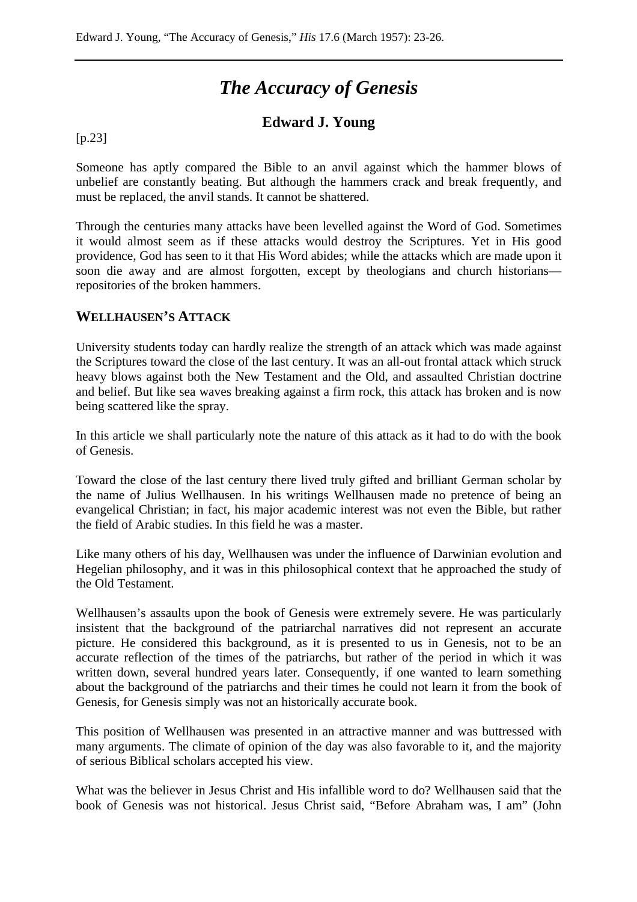Edward J. Young, "The Accuracy of Genesis," *His* 17.6 (March 1957): 23-26.

# *The Accuracy of Genesis*

## Edward J. Young

[p.23]

Someone has aptly compared the Bible to an anvil against which the hammer blows of unbelief are constantly beating. But although the hammers crack and break frequently, and must be replaced, the anvil stands. It cannot be shattered.

Through the centuries many attacks have been levelled against the Word of God. Sometimes it would almost seem as if these attacks would destroy the Scriptures. Yet in His good providence, God has seen to it that His Word abides; while the attacks which are made upon it soon die away and are almost forgotten, except by theologians and church historians—repositories of the broken hammers.

### WELLHAUSEN'S ATTACK

University students today can hardly realize the strength of an attack which was made against the Scriptures toward the close of the last century. It was an all-out frontal attack which struck heavy blows against both the New Testament and the Old, and assaulted Christian doctrine and belief. But like sea waves breaking against a firm rock, this attack has broken and is now being scattered like the spray.

In this article we shall particularly note the nature of this attack as it had to do with the book of Genesis.

Toward the close of the last century there lived truly gifted and brilliant German scholar by the name of Julius Wellhausen. In his writings Wellhausen made no pretence of being an evangelical Christian; in fact, his major academic interest was not even the Bible, but rather the field of Arabic studies. In this field he was a master.

Like many others of his day, Wellhausen was under the influence of Darwinian evolution and Hegelian philosophy, and it was in this philosophical context that he approached the study of the Old Testament.

Wellhausen's assaults upon the book of Genesis were extremely severe. He was particularly insistent that the background of the patriarchal narratives did not represent an accurate picture. He considered this background, as it is presented to us in Genesis, not to be an accurate reflection of the times of the patriarchs, but rather of the period in which it was written down, several hundred years later. Consequently, if one wanted to learn something about the background of the patriarchs and their times he could not learn it from the book of Genesis, for Genesis simply was not an historically accurate book.

This position of Wellhausen was presented in an attractive manner and was buttressed with many arguments. The climate of opinion of the day was also favorable to it, and the majority of serious Biblical scholars accepted his view.

What was the believer in Jesus Christ and His infallible word to do? Wellhausen said that the book of Genesis was not historical. Jesus Christ said, "Before Abraham was, I am" (John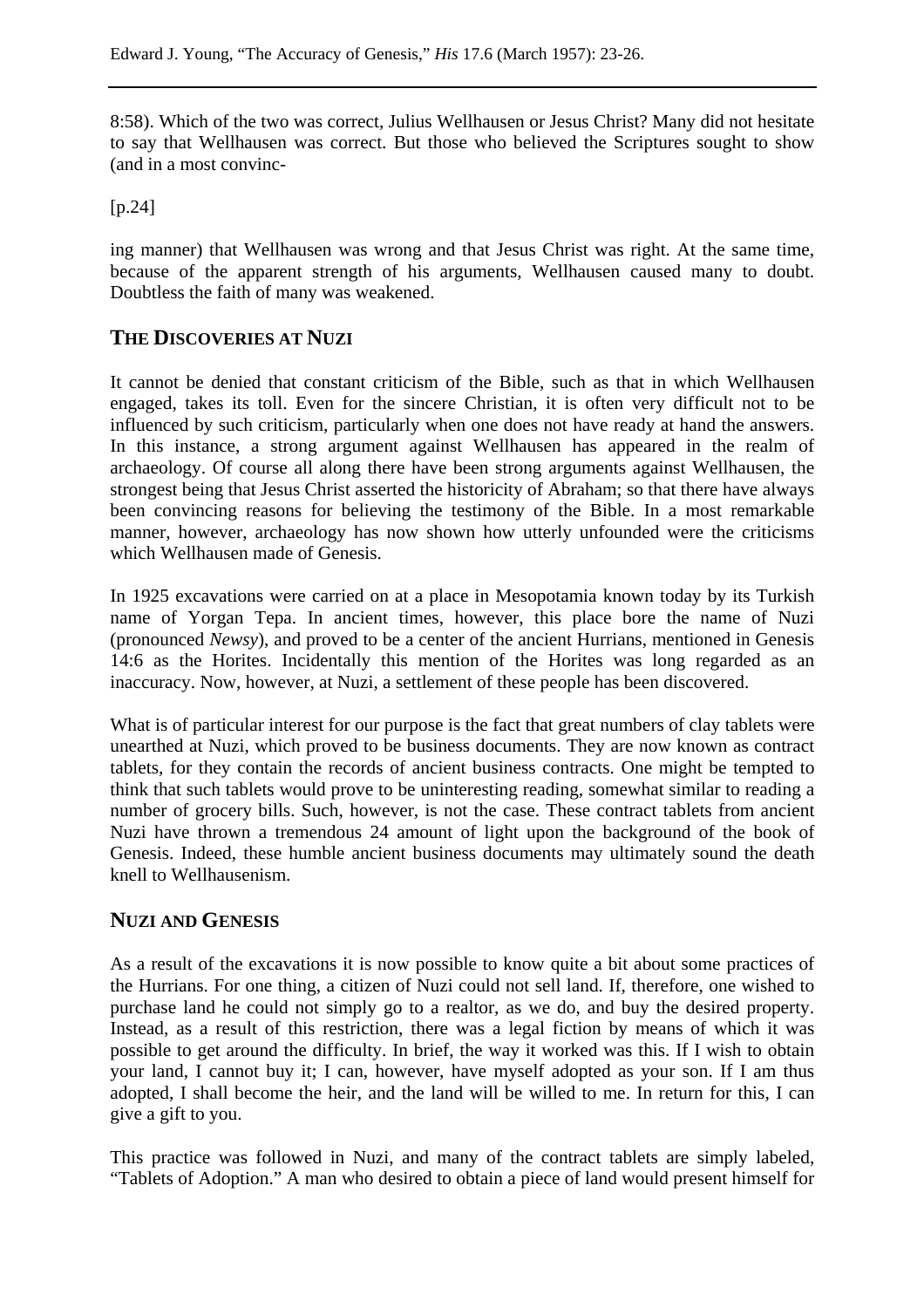8:58). Which of the two was correct, Julius Wellhausen or Jesus Christ? Many did not hesitate to say that Wellhausen was correct. But those who believed the Scriptures sought to show (and in a most convinc-

[p.24]

ing manner) that Wellhausen was wrong and that Jesus Christ was right. At the same time, because of the apparent strength of his arguments, Wellhausen caused many to doubt. Doubtless the faith of many was weakened.

## THE DISCOVERIES AT NUZI

It cannot be denied that constant criticism of the Bible, such as that in which Wellhausen engaged, takes its toll. Even for the sincere Christian, it is often very difficult not to be influenced by such criticism, particularly when one does not have ready at hand the answers. In this instance, a strong argument against Wellhausen has appeared in the realm of archaeology. Of course all along there have been strong arguments against Wellhausen, the strongest being that Jesus Christ asserted the historicity of Abraham; so that there have always been convincing reasons for believing the testimony of the Bible. In a most remarkable manner, however, archaeology has now shown how utterly unfounded were the criticisms which Wellhausen made of Genesis.

In 1925 excavations were carried on at a place in Mesopotamia known today by its Turkish name of Yorgan Tepa. In ancient times, however, this place bore the name of Nuzi (pronounced *Newsy*), and proved to be a center of the ancient Hurrians, mentioned in Genesis 14:6 as the Horites. Incidentally this mention of the Horites was long regarded as an inaccuracy. Now, however, at Nuzi, a settlement of these people has been discovered.

What is of particular interest for our purpose is the fact that great numbers of clay tablets were unearthed at Nuzi, which proved to be business documents. They are now known as contract tablets, for they contain the records of ancient business contracts. One might be tempted to think that such tablets would prove to be uninteresting reading, somewhat similar to reading a number of grocery bills. Such, however, is not the case. These contract tablets from ancient Nuzi have thrown a tremendous 24 amount of light upon the background of the book of Genesis. Indeed, these humble ancient business documents may ultimately sound the death knell to Wellhausenism.

## NUZI AND GENESIS

As a result of the excavations it is now possible to know quite a bit about some practices of the Hurrians. For one thing, a citizen of Nuzi could not sell land. If, therefore, one wished to purchase land he could not simply go to a realtor, as we do, and buy the desired property. Instead, as a result of this restriction, there was a legal fiction by means of which it was possible to get around the difficulty. In brief, the way it worked was this. If I wish to obtain your land, I cannot buy it; I can, however, have myself adopted as your son. If I am thus adopted, I shall become the heir, and the land will be willed to me. In return for this, I can give a gift to you.

This practice was followed in Nuzi, and many of the contract tablets are simply labeled, "Tablets of Adoption." A man who desired to obtain a piece of land would present himself for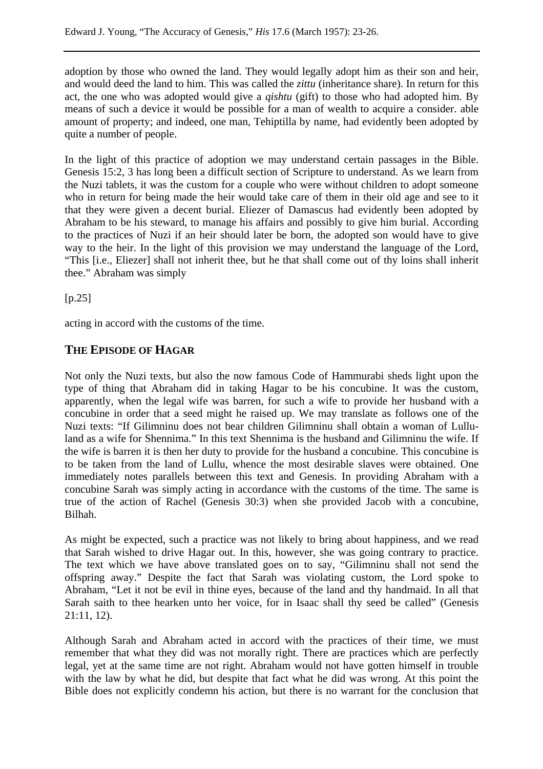adoption by those who owned the land. They would legally adopt him as their son and heir, and would deed the land to him. This was called the *zittu* (inheritance share). In return for this act, the one who was adopted would give a *qishtu* (gift) to those who had adopted him. By means of such a device it would be possible for a man of wealth to acquire a consider. able amount of property; and indeed, one man, Tehiptilla by name, had evidently been adopted by quite a number of people.

In the light of this practice of adoption we may understand certain passages in the Bible. Genesis 15:2, 3 has long been a difficult section of Scripture to understand. As we learn from the Nuzi tablets, it was the custom for a couple who were without children to adopt someone who in return for being made the heir would take care of them in their old age and see to it that they were given a decent burial. Eliezer of Damascus had evidently been adopted by Abraham to be his steward, to manage his affairs and possibly to give him burial. According to the practices of Nuzi if an heir should later be born, the adopted son would have to give way to the heir. In the light of this provision we may understand the language of the Lord, "This [i.e., Eliezer] shall not inherit thee, but he that shall come out of thy loins shall inherit thee." Abraham was simply

[p.25]

acting in accord with the customs of the time.

## THE EPISODE OF HAGAR

Not only the Nuzi texts, but also the now famous Code of Hammurabi sheds light upon the type of thing that Abraham did in taking Hagar to be his concubine. It was the custom, apparently, when the legal wife was barren, for such a wife to provide her husband with a concubine in order that a seed might he raised up. We may translate as follows one of the Nuzi texts: "If Gilimninu does not bear children Gilimninu shall obtain a woman of Lullu-land as a wife for Shennima." In this text Shennima is the husband and Gilimninu the wife. If the wife is barren it is then her duty to provide for the husband a concubine. This concubine is to be taken from the land of Lullu, whence the most desirable slaves were obtained. One immediately notes parallels between this text and Genesis. In providing Abraham with a concubine Sarah was simply acting in accordance with the customs of the time. The same is true of the action of Rachel (Genesis 30:3) when she provided Jacob with a concubine, Bilhah.

As might be expected, such a practice was not likely to bring about happiness, and we read that Sarah wished to drive Hagar out. In this, however, she was going contrary to practice. The text which we have above translated goes on to say, "Gilimninu shall not send the offspring away." Despite the fact that Sarah was violating custom, the Lord spoke to Abraham, "Let it not be evil in thine eyes, because of the land and thy handmaid. In all that Sarah saith to thee hearken unto her voice, for in Isaac shall thy seed be called" (Genesis 21:11, 12).

Although Sarah and Abraham acted in accord with the practices of their time, we must remember that what they did was not morally right. There are practices which are perfectly legal, yet at the same time are not right. Abraham would not have gotten himself in trouble with the law by what he did, but despite that fact what he did was wrong. At this point the Bible does not explicitly condemn his action, but there is no warrant for the conclusion that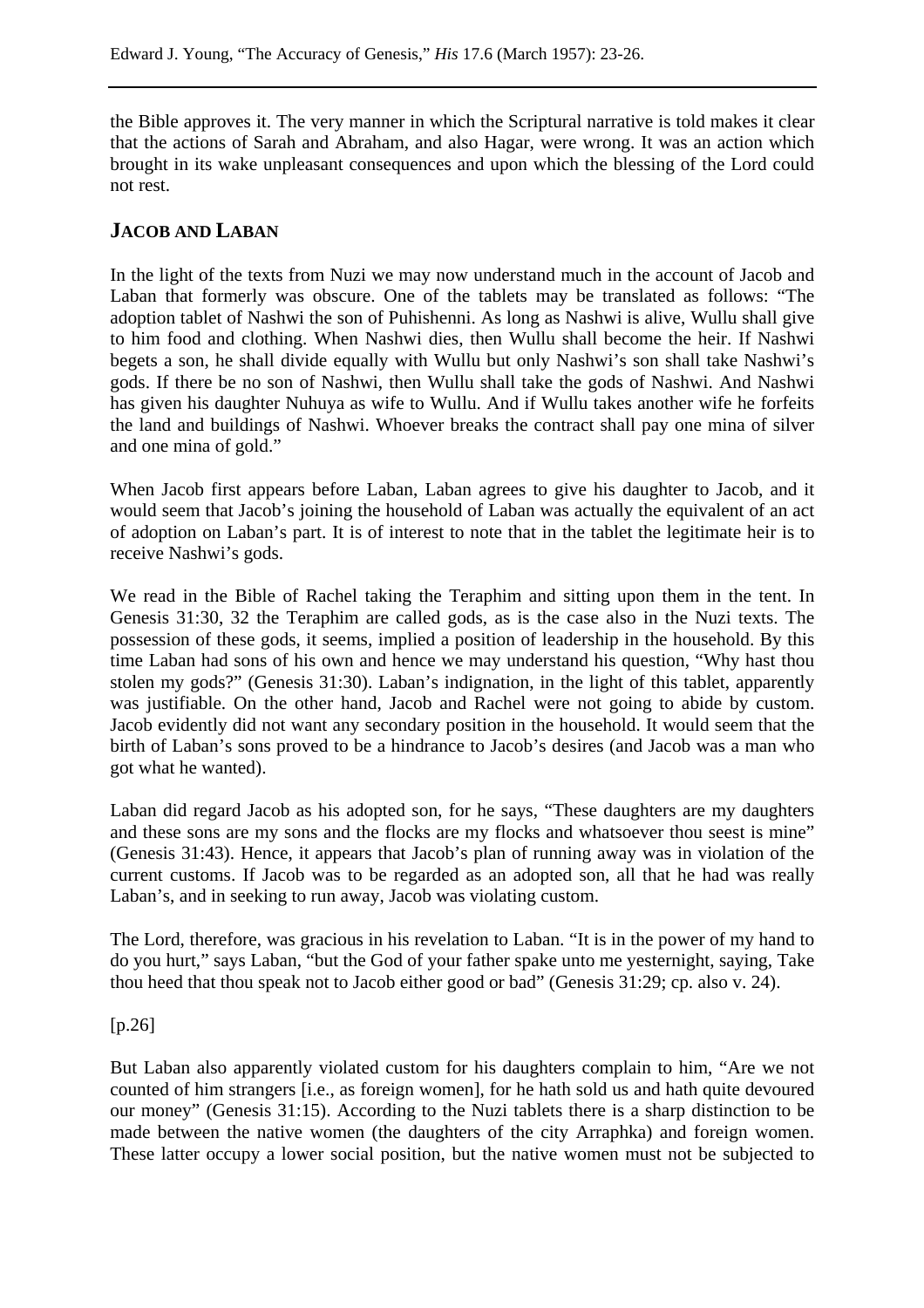the Bible approves it. The very manner in which the Scriptural narrative is told makes it clear that the actions of Sarah and Abraham, and also Hagar, were wrong. It was an action which brought in its wake unpleasant consequences and upon which the blessing of the Lord could not rest.

## JACOB AND LABAN

In the light of the texts from Nuzi we may now understand much in the account of Jacob and Laban that formerly was obscure. One of the tablets may be translated as follows: "The adoption tablet of Nashwi the son of Puhishenni. As long as Nashwi is alive, Wullu shall give to him food and clothing. When Nashwi dies, then Wullu shall become the heir. If Nashwi begets a son, he shall divide equally with Wullu but only Nashwi's son shall take Nashwi's gods. If there be no son of Nashwi, then Wullu shall take the gods of Nashwi. And Nashwi has given his daughter Nuhuya as wife to Wullu. And if Wullu takes another wife he forfeits the land and buildings of Nashwi. Whoever breaks the contract shall pay one mina of silver and one mina of gold."

When Jacob first appears before Laban, Laban agrees to give his daughter to Jacob, and it would seem that Jacob's joining the household of Laban was actually the equivalent of an act of adoption on Laban's part. It is of interest to note that in the tablet the legitimate heir is to receive Nashwi's gods.

We read in the Bible of Rachel taking the Teraphim and sitting upon them in the tent. In Genesis 31:30, 32 the Teraphim are called gods, as is the case also in the Nuzi texts. The possession of these gods, it seems, implied a position of leadership in the household. By this time Laban had sons of his own and hence we may understand his question, "Why hast thou stolen my gods?" (Genesis 31:30). Laban's indignation, in the light of this tablet, apparently was justifiable. On the other hand, Jacob and Rachel were not going to abide by custom. Jacob evidently did not want any secondary position in the household. It would seem that the birth of Laban's sons proved to be a hindrance to Jacob's desires (and Jacob was a man who got what he wanted).

Laban did regard Jacob as his adopted son, for he says, "These daughters are my daughters and these sons are my sons and the flocks are my flocks and whatsoever thou seest is mine" (Genesis 31:43). Hence, it appears that Jacob's plan of running away was in violation of the current customs. If Jacob was to be regarded as an adopted son, all that he had was really Laban's, and in seeking to run away, Jacob was violating custom.

The Lord, therefore, was gracious in his revelation to Laban. "It is in the power of my hand to do you hurt," says Laban, "but the God of your father spake unto me yesternight, saying, Take thou heed that thou speak not to Jacob either good or bad" (Genesis 31:29; cp. also v. 24).

[p.26]

But Laban also apparently violated custom for his daughters complain to him, "Are we not counted of him strangers [i.e., as foreign women], for he hath sold us and hath quite devoured our money" (Genesis 31:15). According to the Nuzi tablets there is a sharp distinction to be made between the native women (the daughters of the city Arraphka) and foreign women. These latter occupy a lower social position, but the native women must not be subjected to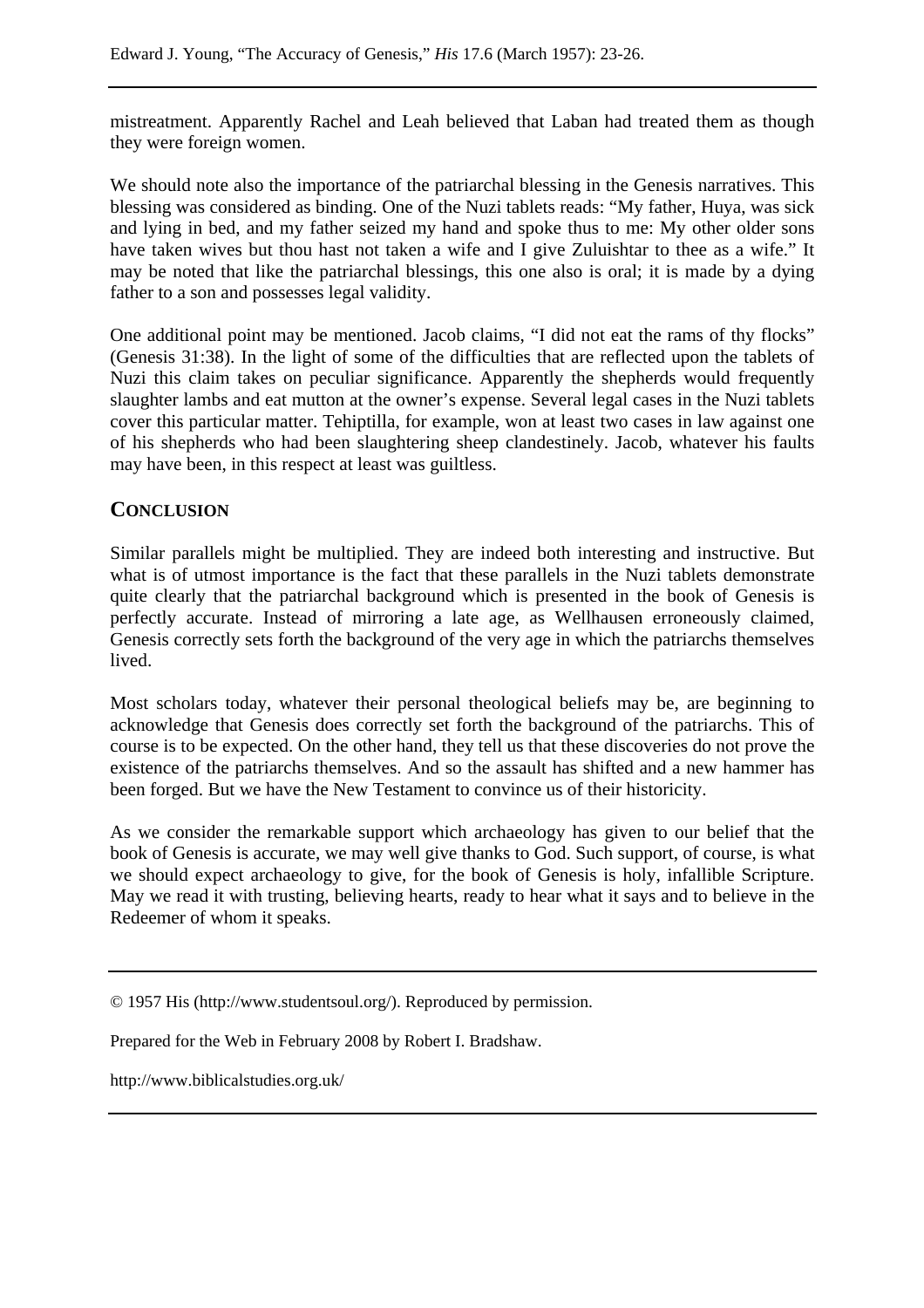mistreatment. Apparently Rachel and Leah believed that Laban had treated them as though they were foreign women.

We should note also the importance of the patriarchal blessing in the Genesis narratives. This blessing was considered as binding. One of the Nuzi tablets reads: "My father, Huya, was sick and lying in bed, and my father seized my hand and spoke thus to me: My other older sons have taken wives but thou hast not taken a wife and I give Zuluishtar to thee as a wife." It may be noted that like the patriarchal blessings, this one also is oral; it is made by a dying father to a son and possesses legal validity.

One additional point may be mentioned. Jacob claims, "I did not eat the rams of thy flocks" (Genesis 31:38). In the light of some of the difficulties that are reflected upon the tablets of Nuzi this claim takes on peculiar significance. Apparently the shepherds would frequently slaughter lambs and eat mutton at the owner's expense. Several legal cases in the Nuzi tablets cover this particular matter. Tehiptilla, for example, won at least two cases in law against one of his shepherds who had been slaughtering sheep clandestinely. Jacob, whatever his faults may have been, in this respect at least was guiltless.

## Conclusion

Similar parallels might be multiplied. They are indeed both interesting and instructive. But what is of utmost importance is the fact that these parallels in the Nuzi tablets demonstrate quite clearly that the patriarchal background which is presented in the book of Genesis is perfectly accurate. Instead of mirroring a late age, as Wellhausen erroneously claimed, Genesis correctly sets forth the background of the very age in which the patriarchs themselves lived.

Most scholars today, whatever their personal theological beliefs may be, are beginning to acknowledge that Genesis does correctly set forth the background of the patriarchs. This of course is to be expected. On the other hand, they tell us that these discoveries do not prove the existence of the patriarchs themselves. And so the assault has shifted and a new hammer has been forged. But we have the New Testament to convince us of their historicity.

As we consider the remarkable support which archaeology has given to our belief that the book of Genesis is accurate, we may well give thanks to God. Such support, of course, is what we should expect archaeology to give, for the book of Genesis is holy, infallible Scripture. May we read it with trusting, believing hearts, ready to hear what it says and to believe in the Redeemer of whom it speaks.

---

© 1957 His (http://www.studentsoul.org/). Reproduced by permission.

Prepared for the Web in February 2008 by Robert I. Bradshaw.

http://www.biblicalstudies.org.uk/